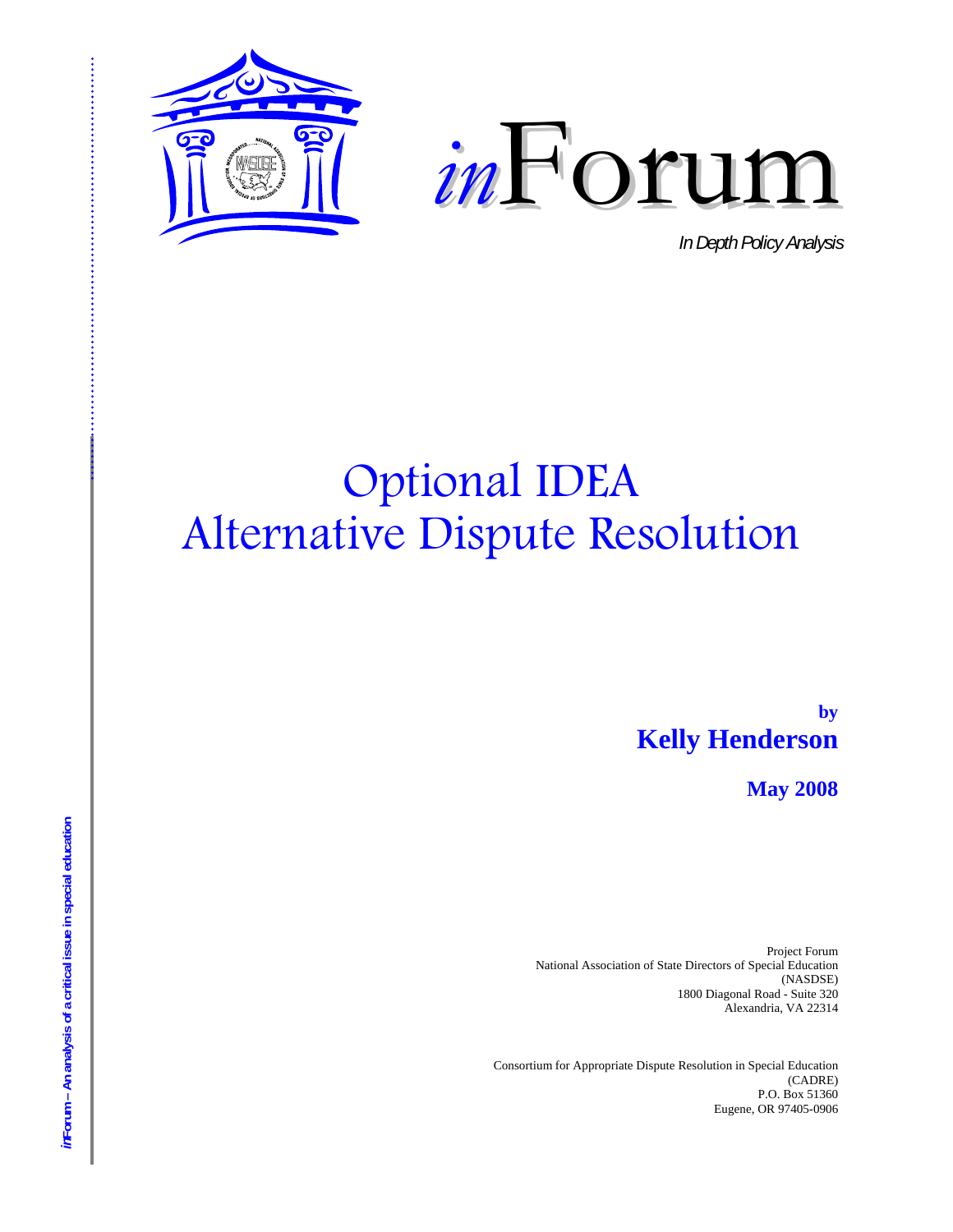*in*Forum

*In Depth Policy Analysis*

# Optional IDEA Alternative Dispute Resolution

**by**
**Kelly Henderson**

**May 2008**

Project Forum
National Association of State Directors of Special Education
(NASDSE)
1800 Diagonal Road - Suite 320
Alexandria, VA 22314

Consortium for Appropriate Dispute Resolution in Special Education
(CADRE)
P.O. Box 51360
Eugene, OR 97405-0906

*in*Forum – An analysis of a critical issue in special education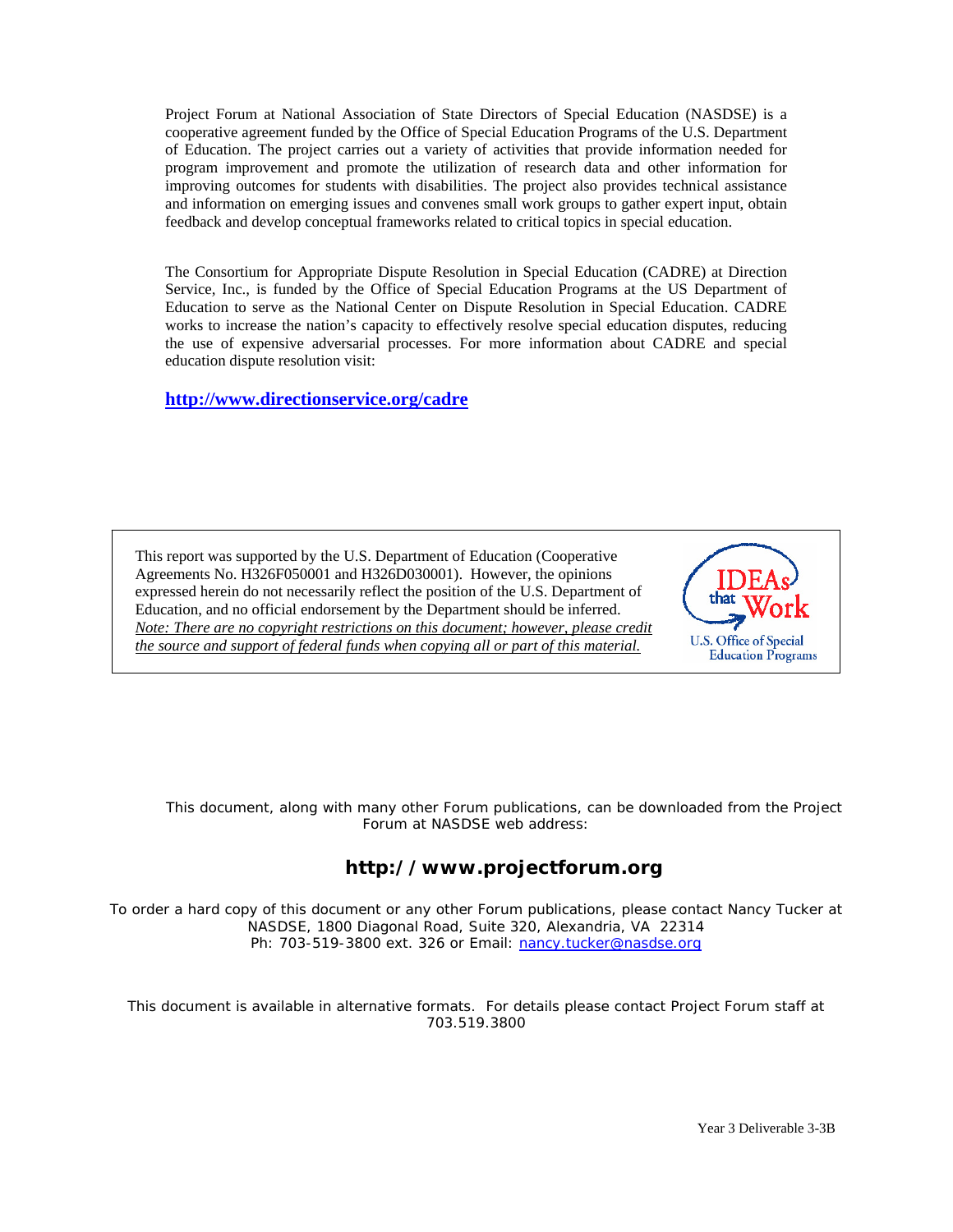Project Forum at National Association of State Directors of Special Education (NASDSE) is a cooperative agreement funded by the Office of Special Education Programs of the U.S. Department of Education. The project carries out a variety of activities that provide information needed for program improvement and promote the utilization of research data and other information for improving outcomes for students with disabilities. The project also provides technical assistance and information on emerging issues and convenes small work groups to gather expert input, obtain feedback and develop conceptual frameworks related to critical topics in special education.

The Consortium for Appropriate Dispute Resolution in Special Education (CADRE) at Direction Service, Inc., is funded by the Office of Special Education Programs at the US Department of Education to serve as the National Center on Dispute Resolution in Special Education. CADRE works to increase the nation's capacity to effectively resolve special education disputes, reducing the use of expensive adversarial processes. For more information about CADRE and special education dispute resolution visit:

**http://www.directionservice.org/cadre**

This report was supported by the U.S. Department of Education (Cooperative Agreements No. H326F050001 and H326D030001). However, the opinions expressed herein do not necessarily reflect the position of the U.S. Department of Education, and no official endorsement by the Department should be inferred. *Note: There are no copyright restrictions on this document; however, please credit the source and support of federal funds when copying all or part of this material.*

IDEAs that Work
U.S. Office of Special Education Programs

This document, along with many other Forum publications, can be downloaded from the Project Forum at NASDSE web address:

**http://www.projectforum.org**

To order a hard copy of this document or any other Forum publications, please contact Nancy Tucker at NASDSE, 1800 Diagonal Road, Suite 320, Alexandria, VA 22314
Ph: 703-519-3800 ext. 326 or Email: nancy.tucker@nasdse.org

This document is available in alternative formats. For details please contact Project Forum staff at 703.519.3800

Year 3 Deliverable 3-3B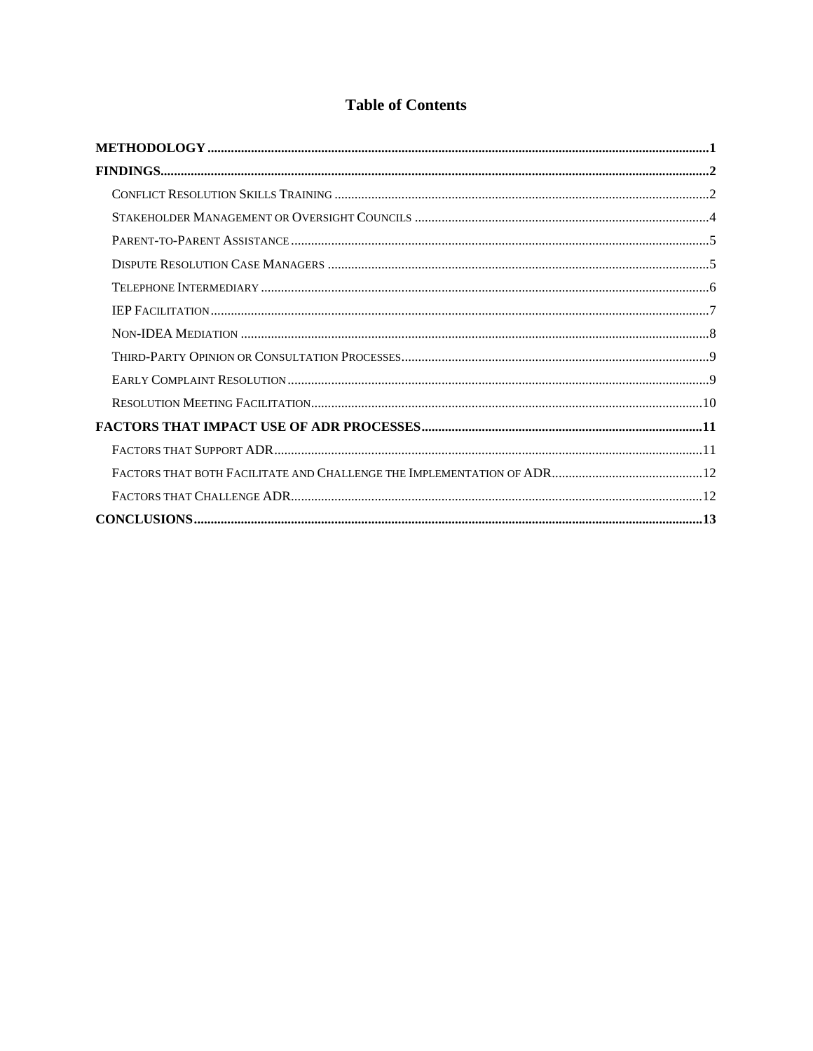# Table of Contents

**METHODOLOGY** ..... **1**

**FINDINGS** ..... **2**

- Conflict Resolution Skills Training ..... 2
- Stakeholder Management or Oversight Councils ..... 4
- Parent-to-Parent Assistance ..... 5
- Dispute Resolution Case Managers ..... 5
- Telephone Intermediary ..... 6
- IEP Facilitation ..... 7
- Non-IDEA Mediation ..... 8
- Third-Party Opinion or Consultation Processes ..... 9
- Early Complaint Resolution ..... 9
- Resolution Meeting Facilitation ..... 10

**FACTORS THAT IMPACT USE OF ADR PROCESSES** ..... **11**

- Factors that Support ADR ..... 11
- Factors that both Facilitate and Challenge the Implementation of ADR ..... 12
- Factors that Challenge ADR ..... 12

**CONCLUSIONS** ..... **13**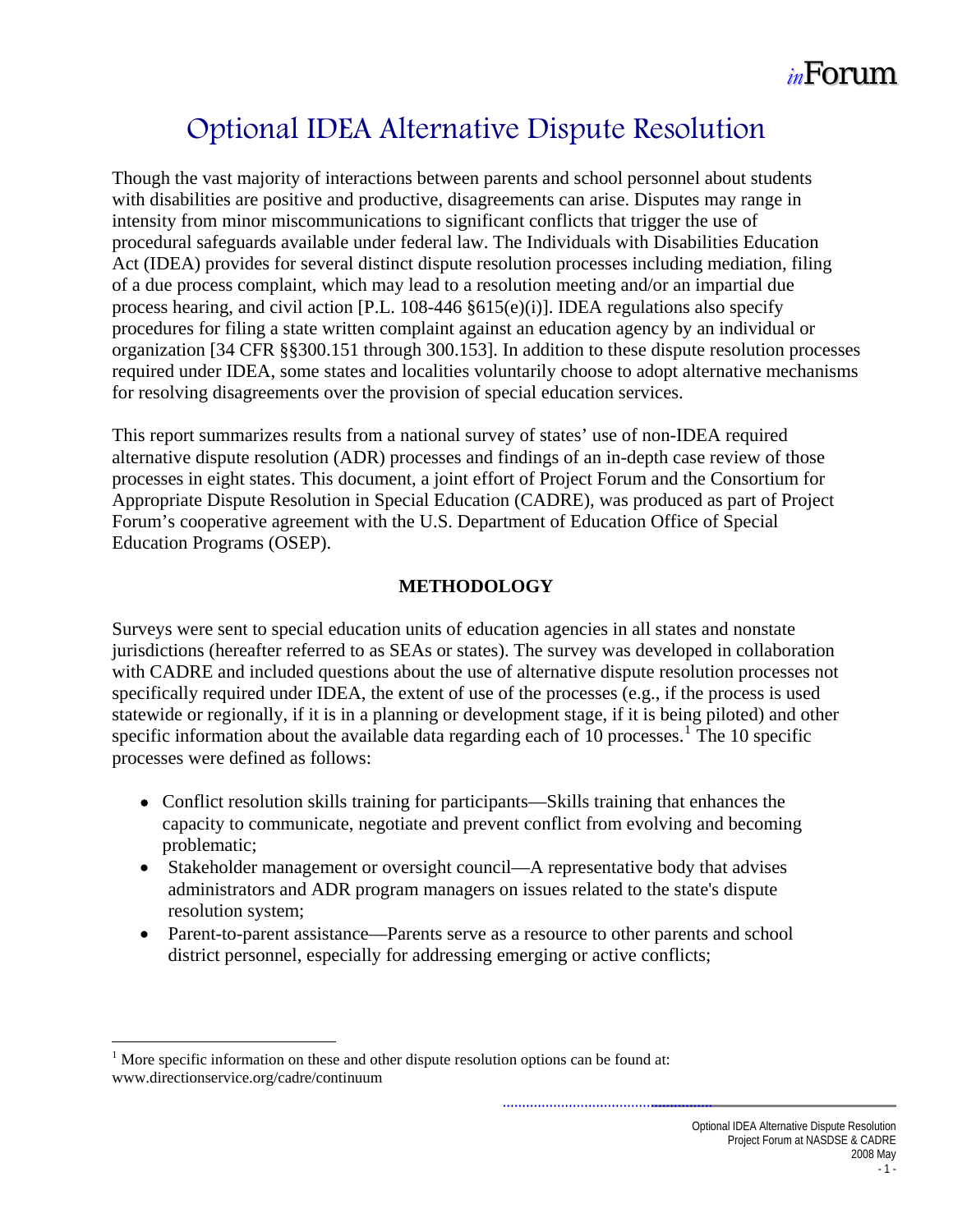# Optional IDEA Alternative Dispute Resolution

Though the vast majority of interactions between parents and school personnel about students with disabilities are positive and productive, disagreements can arise. Disputes may range in intensity from minor miscommunications to significant conflicts that trigger the use of procedural safeguards available under federal law. The Individuals with Disabilities Education Act (IDEA) provides for several distinct dispute resolution processes including mediation, filing of a due process complaint, which may lead to a resolution meeting and/or an impartial due process hearing, and civil action [P.L. 108-446 §615(e)(i)]. IDEA regulations also specify procedures for filing a state written complaint against an education agency by an individual or organization [34 CFR §§300.151 through 300.153]. In addition to these dispute resolution processes required under IDEA, some states and localities voluntarily choose to adopt alternative mechanisms for resolving disagreements over the provision of special education services.

This report summarizes results from a national survey of states' use of non-IDEA required alternative dispute resolution (ADR) processes and findings of an in-depth case review of those processes in eight states. This document, a joint effort of Project Forum and the Consortium for Appropriate Dispute Resolution in Special Education (CADRE), was produced as part of Project Forum's cooperative agreement with the U.S. Department of Education Office of Special Education Programs (OSEP).

## METHODOLOGY

Surveys were sent to special education units of education agencies in all states and nonstate jurisdictions (hereafter referred to as SEAs or states). The survey was developed in collaboration with CADRE and included questions about the use of alternative dispute resolution processes not specifically required under IDEA, the extent of use of the processes (e.g., if the process is used statewide or regionally, if it is in a planning or development stage, if it is being piloted) and other specific information about the available data regarding each of 10 processes.[1] The 10 specific processes were defined as follows:

- Conflict resolution skills training for participants—Skills training that enhances the capacity to communicate, negotiate and prevent conflict from evolving and becoming problematic;
- Stakeholder management or oversight council—A representative body that advises administrators and ADR program managers on issues related to the state's dispute resolution system;
- Parent-to-parent assistance—Parents serve as a resource to other parents and school district personnel, especially for addressing emerging or active conflicts;

[1] More specific information on these and other dispute resolution options can be found at: www.directionservice.org/cadre/continuum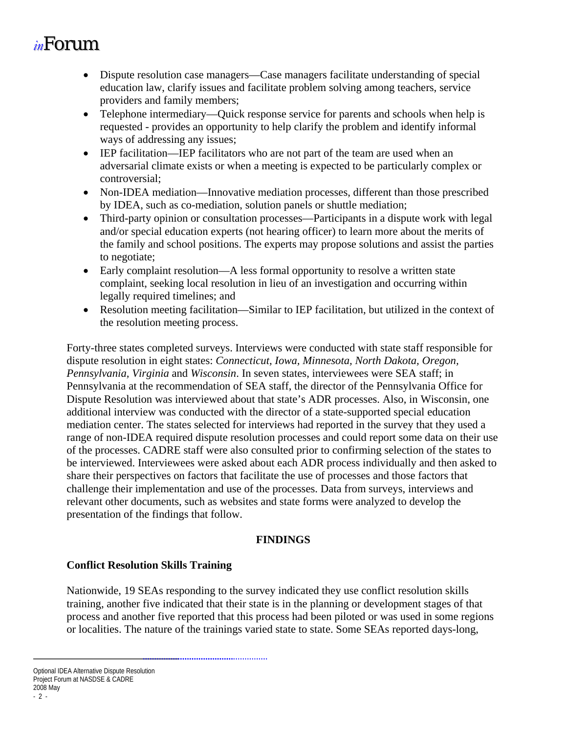- Dispute resolution case managers—Case managers facilitate understanding of special education law, clarify issues and facilitate problem solving among teachers, service providers and family members;
- Telephone intermediary—Quick response service for parents and schools when help is requested - provides an opportunity to help clarify the problem and identify informal ways of addressing any issues;
- IEP facilitation—IEP facilitators who are not part of the team are used when an adversarial climate exists or when a meeting is expected to be particularly complex or controversial;
- Non-IDEA mediation—Innovative mediation processes, different than those prescribed by IDEA, such as co-mediation, solution panels or shuttle mediation;
- Third-party opinion or consultation processes—Participants in a dispute work with legal and/or special education experts (not hearing officer) to learn more about the merits of the family and school positions. The experts may propose solutions and assist the parties to negotiate;
- Early complaint resolution—A less formal opportunity to resolve a written state complaint, seeking local resolution in lieu of an investigation and occurring within legally required timelines; and
- Resolution meeting facilitation—Similar to IEP facilitation, but utilized in the context of the resolution meeting process.

Forty-three states completed surveys. Interviews were conducted with state staff responsible for dispute resolution in eight states: *Connecticut, Iowa, Minnesota, North Dakota, Oregon, Pennsylvania, Virginia* and *Wisconsin*. In seven states, interviewees were SEA staff; in Pennsylvania at the recommendation of SEA staff, the director of the Pennsylvania Office for Dispute Resolution was interviewed about that state's ADR processes. Also, in Wisconsin, one additional interview was conducted with the director of a state-supported special education mediation center. The states selected for interviews had reported in the survey that they used a range of non-IDEA required dispute resolution processes and could report some data on their use of the processes. CADRE staff were also consulted prior to confirming selection of the states to be interviewed. Interviewees were asked about each ADR process individually and then asked to share their perspectives on factors that facilitate the use of processes and those factors that challenge their implementation and use of the processes. Data from surveys, interviews and relevant other documents, such as websites and state forms were analyzed to develop the presentation of the findings that follow.

## FINDINGS

### Conflict Resolution Skills Training

Nationwide, 19 SEAs responding to the survey indicated they use conflict resolution skills training, another five indicated that their state is in the planning or development stages of that process and another five reported that this process had been piloted or was used in some regions or localities. The nature of the trainings varied state to state. Some SEAs reported days-long,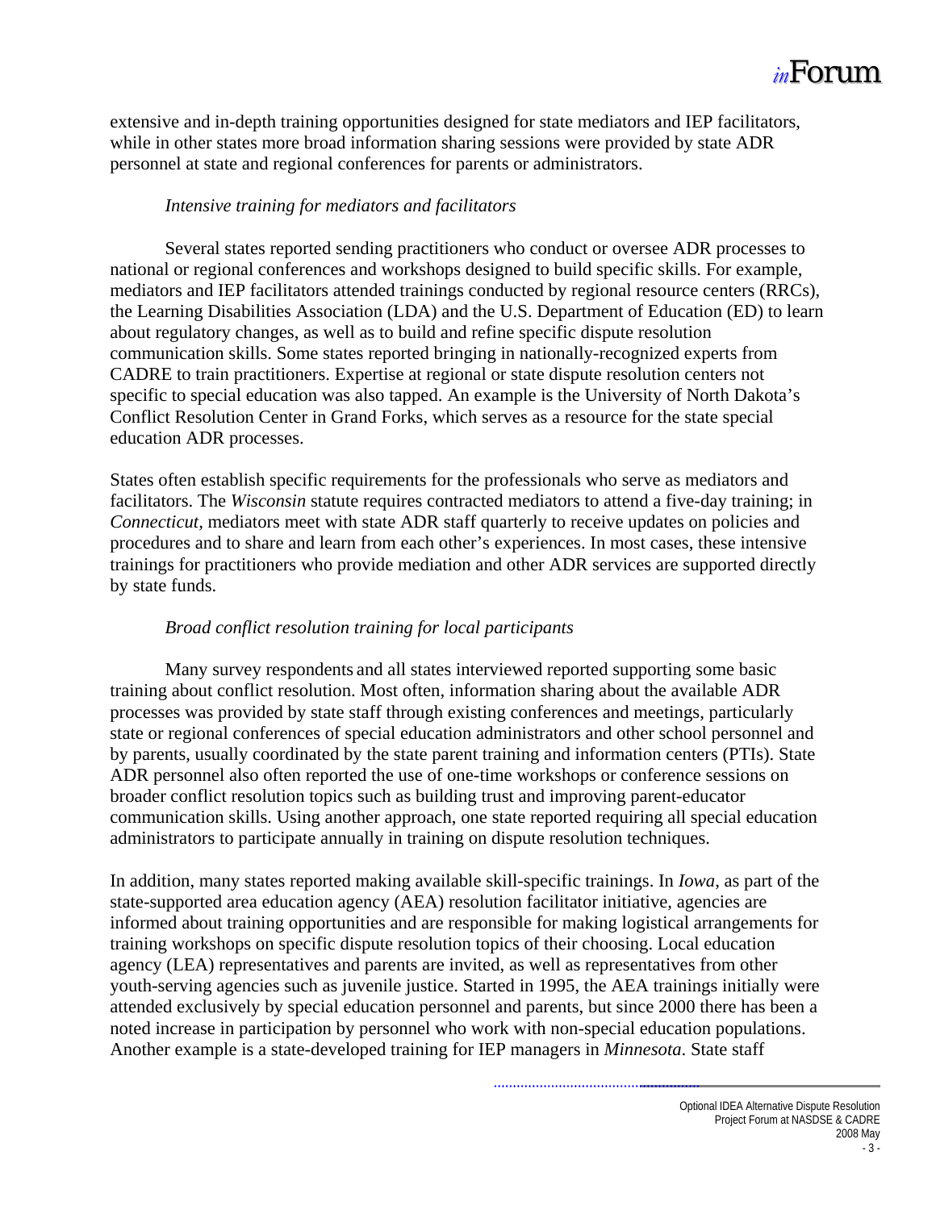extensive and in-depth training opportunities designed for state mediators and IEP facilitators, while in other states more broad information sharing sessions were provided by state ADR personnel at state and regional conferences for parents or administrators.

*Intensive training for mediators and facilitators*

Several states reported sending practitioners who conduct or oversee ADR processes to national or regional conferences and workshops designed to build specific skills. For example, mediators and IEP facilitators attended trainings conducted by regional resource centers (RRCs), the Learning Disabilities Association (LDA) and the U.S. Department of Education (ED) to learn about regulatory changes, as well as to build and refine specific dispute resolution communication skills. Some states reported bringing in nationally-recognized experts from CADRE to train practitioners. Expertise at regional or state dispute resolution centers not specific to special education was also tapped. An example is the University of North Dakota's Conflict Resolution Center in Grand Forks, which serves as a resource for the state special education ADR processes.

States often establish specific requirements for the professionals who serve as mediators and facilitators. The *Wisconsin* statute requires contracted mediators to attend a five-day training; in *Connecticut,* mediators meet with state ADR staff quarterly to receive updates on policies and procedures and to share and learn from each other's experiences. In most cases, these intensive trainings for practitioners who provide mediation and other ADR services are supported directly by state funds.

*Broad conflict resolution training for local participants*

Many survey respondents and all states interviewed reported supporting some basic training about conflict resolution. Most often, information sharing about the available ADR processes was provided by state staff through existing conferences and meetings, particularly state or regional conferences of special education administrators and other school personnel and by parents, usually coordinated by the state parent training and information centers (PTIs). State ADR personnel also often reported the use of one-time workshops or conference sessions on broader conflict resolution topics such as building trust and improving parent-educator communication skills. Using another approach, one state reported requiring all special education administrators to participate annually in training on dispute resolution techniques.

In addition, many states reported making available skill-specific trainings. In *Iowa*, as part of the state-supported area education agency (AEA) resolution facilitator initiative, agencies are informed about training opportunities and are responsible for making logistical arrangements for training workshops on specific dispute resolution topics of their choosing. Local education agency (LEA) representatives and parents are invited, as well as representatives from other youth-serving agencies such as juvenile justice. Started in 1995, the AEA trainings initially were attended exclusively by special education personnel and parents, but since 2000 there has been a noted increase in participation by personnel who work with non-special education populations. Another example is a state-developed training for IEP managers in *Minnesota*. State staff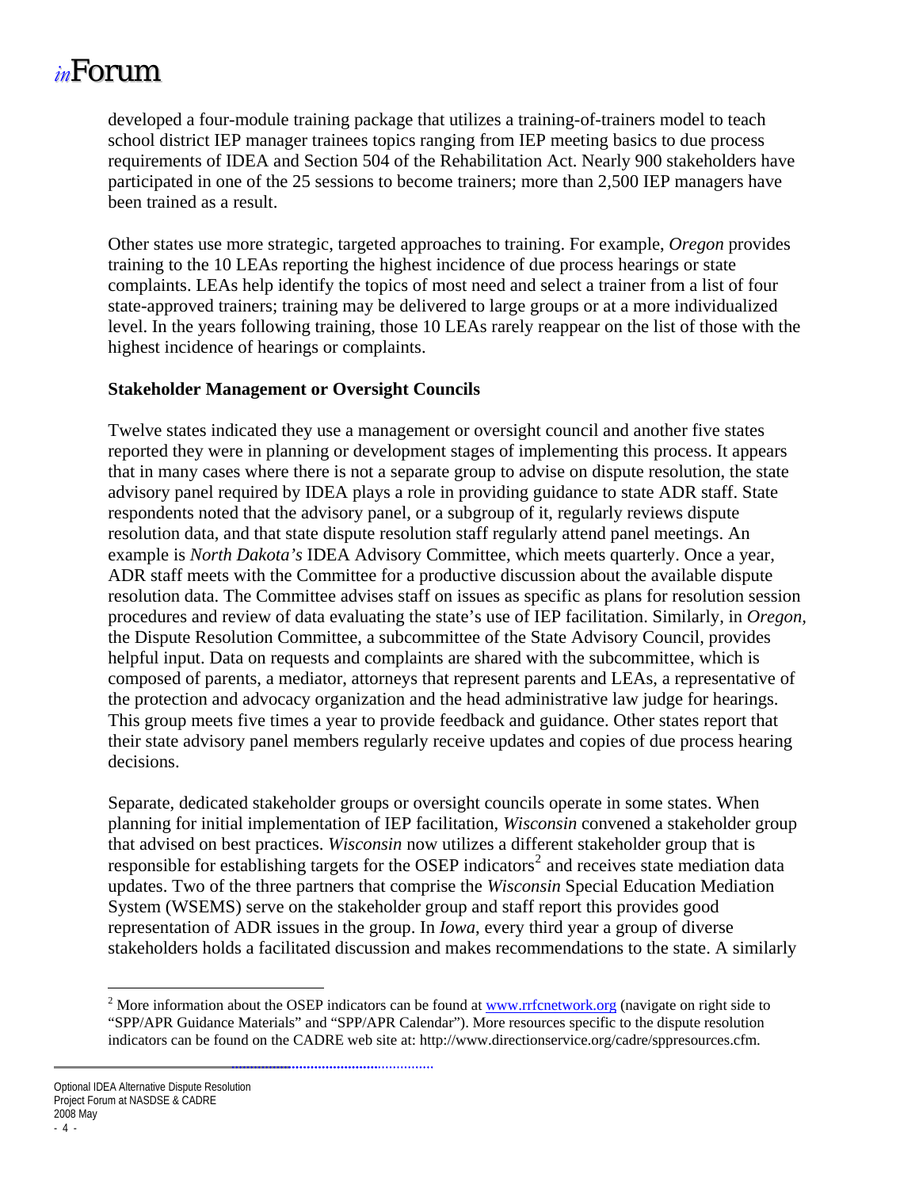developed a four-module training package that utilizes a training-of-trainers model to teach school district IEP manager trainees topics ranging from IEP meeting basics to due process requirements of IDEA and Section 504 of the Rehabilitation Act. Nearly 900 stakeholders have participated in one of the 25 sessions to become trainers; more than 2,500 IEP managers have been trained as a result.

Other states use more strategic, targeted approaches to training. For example, *Oregon* provides training to the 10 LEAs reporting the highest incidence of due process hearings or state complaints. LEAs help identify the topics of most need and select a trainer from a list of four state-approved trainers; training may be delivered to large groups or at a more individualized level. In the years following training, those 10 LEAs rarely reappear on the list of those with the highest incidence of hearings or complaints.

**Stakeholder Management or Oversight Councils**

Twelve states indicated they use a management or oversight council and another five states reported they were in planning or development stages of implementing this process. It appears that in many cases where there is not a separate group to advise on dispute resolution, the state advisory panel required by IDEA plays a role in providing guidance to state ADR staff. State respondents noted that the advisory panel, or a subgroup of it, regularly reviews dispute resolution data, and that state dispute resolution staff regularly attend panel meetings. An example is *North Dakota's* IDEA Advisory Committee, which meets quarterly. Once a year, ADR staff meets with the Committee for a productive discussion about the available dispute resolution data. The Committee advises staff on issues as specific as plans for resolution session procedures and review of data evaluating the state's use of IEP facilitation. Similarly, in *Oregon,* the Dispute Resolution Committee, a subcommittee of the State Advisory Council, provides helpful input. Data on requests and complaints are shared with the subcommittee, which is composed of parents, a mediator, attorneys that represent parents and LEAs, a representative of the protection and advocacy organization and the head administrative law judge for hearings. This group meets five times a year to provide feedback and guidance. Other states report that their state advisory panel members regularly receive updates and copies of due process hearing decisions.

Separate, dedicated stakeholder groups or oversight councils operate in some states. When planning for initial implementation of IEP facilitation, *Wisconsin* convened a stakeholder group that advised on best practices. *Wisconsin* now utilizes a different stakeholder group that is responsible for establishing targets for the OSEP indicators[2] and receives state mediation data updates. Two of the three partners that comprise the *Wisconsin* Special Education Mediation System (WSEMS) serve on the stakeholder group and staff report this provides good representation of ADR issues in the group. In *Iowa,* every third year a group of diverse stakeholders holds a facilitated discussion and makes recommendations to the state. A similarly

---

[2] More information about the OSEP indicators can be found at www.rrfcnetwork.org (navigate on right side to "SPP/APR Guidance Materials" and "SPP/APR Calendar"). More resources specific to the dispute resolution indicators can be found on the CADRE web site at: http://www.directionservice.org/cadre/sppresources.cfm.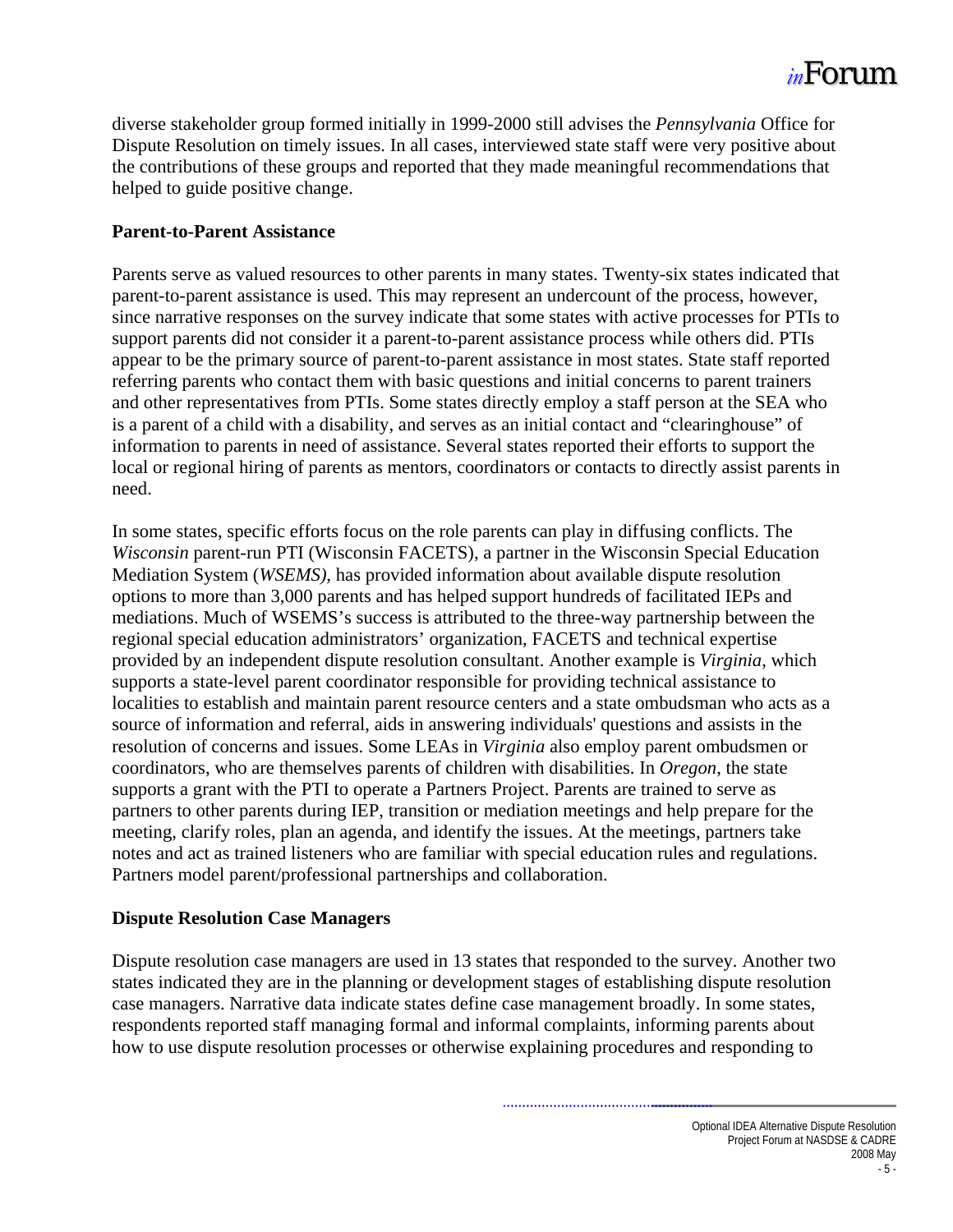diverse stakeholder group formed initially in 1999-2000 still advises the *Pennsylvania* Office for Dispute Resolution on timely issues. In all cases, interviewed state staff were very positive about the contributions of these groups and reported that they made meaningful recommendations that helped to guide positive change.

**Parent-to-Parent Assistance**

Parents serve as valued resources to other parents in many states. Twenty-six states indicated that parent-to-parent assistance is used. This may represent an undercount of the process, however, since narrative responses on the survey indicate that some states with active processes for PTIs to support parents did not consider it a parent-to-parent assistance process while others did. PTIs appear to be the primary source of parent-to-parent assistance in most states. State staff reported referring parents who contact them with basic questions and initial concerns to parent trainers and other representatives from PTIs. Some states directly employ a staff person at the SEA who is a parent of a child with a disability, and serves as an initial contact and "clearinghouse" of information to parents in need of assistance. Several states reported their efforts to support the local or regional hiring of parents as mentors, coordinators or contacts to directly assist parents in need.

In some states, specific efforts focus on the role parents can play in diffusing conflicts. The *Wisconsin* parent-run PTI (Wisconsin FACETS), a partner in the Wisconsin Special Education Mediation System (*WSEMS),* has provided information about available dispute resolution options to more than 3,000 parents and has helped support hundreds of facilitated IEPs and mediations. Much of WSEMS's success is attributed to the three-way partnership between the regional special education administrators' organization, FACETS and technical expertise provided by an independent dispute resolution consultant. Another example is *Virginia*, which supports a state-level parent coordinator responsible for providing technical assistance to localities to establish and maintain parent resource centers and a state ombudsman who acts as a source of information and referral, aids in answering individuals' questions and assists in the resolution of concerns and issues. Some LEAs in *Virginia* also employ parent ombudsmen or coordinators, who are themselves parents of children with disabilities. In *Oregon*, the state supports a grant with the PTI to operate a Partners Project. Parents are trained to serve as partners to other parents during IEP, transition or mediation meetings and help prepare for the meeting, clarify roles, plan an agenda, and identify the issues. At the meetings, partners take notes and act as trained listeners who are familiar with special education rules and regulations. Partners model parent/professional partnerships and collaboration.

**Dispute Resolution Case Managers**

Dispute resolution case managers are used in 13 states that responded to the survey. Another two states indicated they are in the planning or development stages of establishing dispute resolution case managers. Narrative data indicate states define case management broadly. In some states, respondents reported staff managing formal and informal complaints, informing parents about how to use dispute resolution processes or otherwise explaining procedures and responding to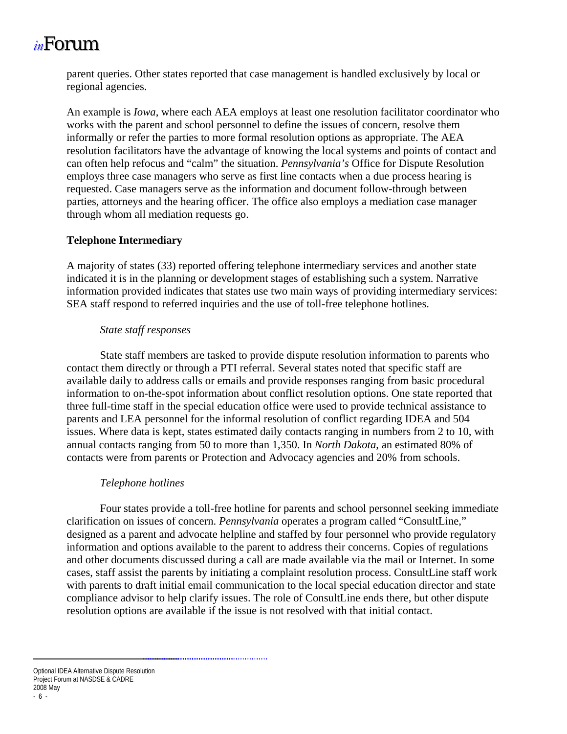parent queries. Other states reported that case management is handled exclusively by local or regional agencies.

An example is *Iowa*, where each AEA employs at least one resolution facilitator coordinator who works with the parent and school personnel to define the issues of concern, resolve them informally or refer the parties to more formal resolution options as appropriate. The AEA resolution facilitators have the advantage of knowing the local systems and points of contact and can often help refocus and "calm" the situation. *Pennsylvania's* Office for Dispute Resolution employs three case managers who serve as first line contacts when a due process hearing is requested. Case managers serve as the information and document follow-through between parties, attorneys and the hearing officer. The office also employs a mediation case manager through whom all mediation requests go.

**Telephone Intermediary**

A majority of states (33) reported offering telephone intermediary services and another state indicated it is in the planning or development stages of establishing such a system. Narrative information provided indicates that states use two main ways of providing intermediary services: SEA staff respond to referred inquiries and the use of toll-free telephone hotlines.

*State staff responses*

State staff members are tasked to provide dispute resolution information to parents who contact them directly or through a PTI referral. Several states noted that specific staff are available daily to address calls or emails and provide responses ranging from basic procedural information to on-the-spot information about conflict resolution options. One state reported that three full-time staff in the special education office were used to provide technical assistance to parents and LEA personnel for the informal resolution of conflict regarding IDEA and 504 issues. Where data is kept, states estimated daily contacts ranging in numbers from 2 to 10, with annual contacts ranging from 50 to more than 1,350. In *North Dakota*, an estimated 80% of contacts were from parents or Protection and Advocacy agencies and 20% from schools.

*Telephone hotlines*

Four states provide a toll-free hotline for parents and school personnel seeking immediate clarification on issues of concern. *Pennsylvania* operates a program called "ConsultLine," designed as a parent and advocate helpline and staffed by four personnel who provide regulatory information and options available to the parent to address their concerns. Copies of regulations and other documents discussed during a call are made available via the mail or Internet. In some cases, staff assist the parents by initiating a complaint resolution process. ConsultLine staff work with parents to draft initial email communication to the local special education director and state compliance advisor to help clarify issues. The role of ConsultLine ends there, but other dispute resolution options are available if the issue is not resolved with that initial contact.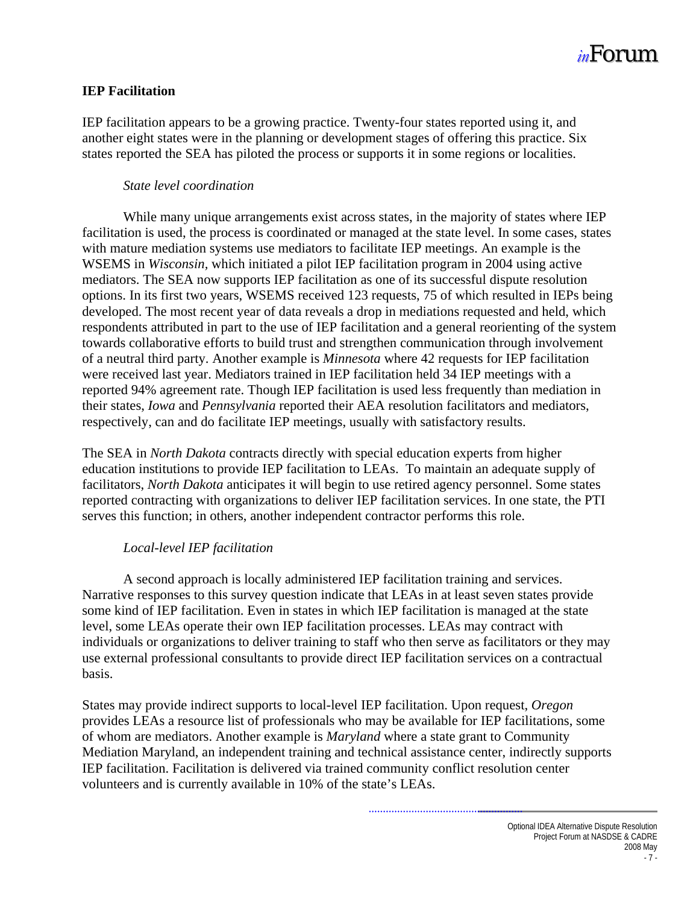## IEP Facilitation

IEP facilitation appears to be a growing practice. Twenty-four states reported using it, and another eight states were in the planning or development stages of offering this practice. Six states reported the SEA has piloted the process or supports it in some regions or localities.

### *State level coordination*

While many unique arrangements exist across states, in the majority of states where IEP facilitation is used, the process is coordinated or managed at the state level. In some cases, states with mature mediation systems use mediators to facilitate IEP meetings. An example is the WSEMS in *Wisconsin*, which initiated a pilot IEP facilitation program in 2004 using active mediators. The SEA now supports IEP facilitation as one of its successful dispute resolution options. In its first two years, WSEMS received 123 requests, 75 of which resulted in IEPs being developed. The most recent year of data reveals a drop in mediations requested and held, which respondents attributed in part to the use of IEP facilitation and a general reorienting of the system towards collaborative efforts to build trust and strengthen communication through involvement of a neutral third party. Another example is *Minnesota* where 42 requests for IEP facilitation were received last year. Mediators trained in IEP facilitation held 34 IEP meetings with a reported 94% agreement rate. Though IEP facilitation is used less frequently than mediation in their states, *Iowa* and *Pennsylvania* reported their AEA resolution facilitators and mediators, respectively, can and do facilitate IEP meetings, usually with satisfactory results.

The SEA in *North Dakota* contracts directly with special education experts from higher education institutions to provide IEP facilitation to LEAs. To maintain an adequate supply of facilitators, *North Dakota* anticipates it will begin to use retired agency personnel. Some states reported contracting with organizations to deliver IEP facilitation services. In one state, the PTI serves this function; in others, another independent contractor performs this role.

### *Local-level IEP facilitation*

A second approach is locally administered IEP facilitation training and services. Narrative responses to this survey question indicate that LEAs in at least seven states provide some kind of IEP facilitation. Even in states in which IEP facilitation is managed at the state level, some LEAs operate their own IEP facilitation processes. LEAs may contract with individuals or organizations to deliver training to staff who then serve as facilitators or they may use external professional consultants to provide direct IEP facilitation services on a contractual basis.

States may provide indirect supports to local-level IEP facilitation. Upon request, *Oregon* provides LEAs a resource list of professionals who may be available for IEP facilitations, some of whom are mediators. Another example is *Maryland* where a state grant to Community Mediation Maryland, an independent training and technical assistance center, indirectly supports IEP facilitation. Facilitation is delivered via trained community conflict resolution center volunteers and is currently available in 10% of the state's LEAs.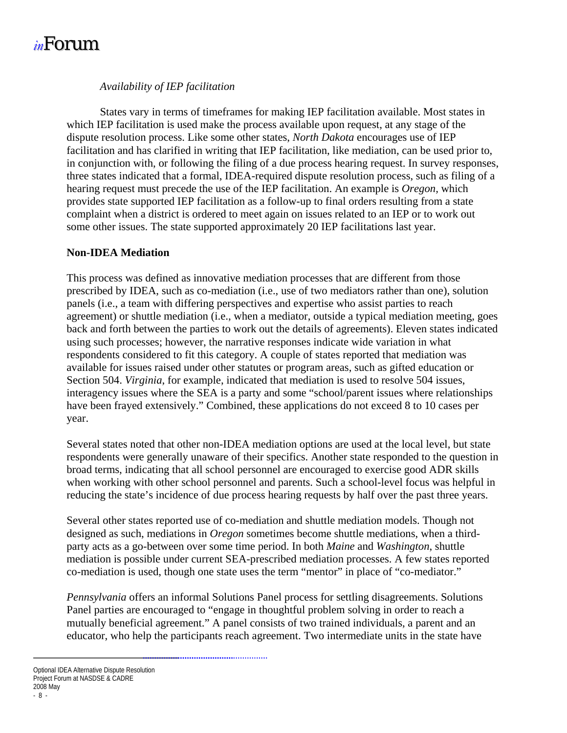*Availability of IEP facilitation*

States vary in terms of timeframes for making IEP facilitation available. Most states in which IEP facilitation is used make the process available upon request, at any stage of the dispute resolution process. Like some other states, *North Dakota* encourages use of IEP facilitation and has clarified in writing that IEP facilitation, like mediation, can be used prior to, in conjunction with, or following the filing of a due process hearing request. In survey responses, three states indicated that a formal, IDEA-required dispute resolution process, such as filing of a hearing request must precede the use of the IEP facilitation. An example is *Oregon*, which provides state supported IEP facilitation as a follow-up to final orders resulting from a state complaint when a district is ordered to meet again on issues related to an IEP or to work out some other issues. The state supported approximately 20 IEP facilitations last year.

**Non-IDEA Mediation**

This process was defined as innovative mediation processes that are different from those prescribed by IDEA, such as co-mediation (i.e., use of two mediators rather than one), solution panels (i.e., a team with differing perspectives and expertise who assist parties to reach agreement) or shuttle mediation (i.e., when a mediator, outside a typical mediation meeting, goes back and forth between the parties to work out the details of agreements). Eleven states indicated using such processes; however, the narrative responses indicate wide variation in what respondents considered to fit this category. A couple of states reported that mediation was available for issues raised under other statutes or program areas, such as gifted education or Section 504. *Virginia*, for example, indicated that mediation is used to resolve 504 issues, interagency issues where the SEA is a party and some "school/parent issues where relationships have been frayed extensively." Combined, these applications do not exceed 8 to 10 cases per year.

Several states noted that other non-IDEA mediation options are used at the local level, but state respondents were generally unaware of their specifics. Another state responded to the question in broad terms, indicating that all school personnel are encouraged to exercise good ADR skills when working with other school personnel and parents. Such a school-level focus was helpful in reducing the state's incidence of due process hearing requests by half over the past three years.

Several other states reported use of co-mediation and shuttle mediation models. Though not designed as such, mediations in *Oregon* sometimes become shuttle mediations, when a third-party acts as a go-between over some time period. In both *Maine* and *Washington*, shuttle mediation is possible under current SEA-prescribed mediation processes. A few states reported co-mediation is used, though one state uses the term "mentor" in place of "co-mediator."

*Pennsylvania* offers an informal Solutions Panel process for settling disagreements. Solutions Panel parties are encouraged to "engage in thoughtful problem solving in order to reach a mutually beneficial agreement." A panel consists of two trained individuals, a parent and an educator, who help the participants reach agreement. Two intermediate units in the state have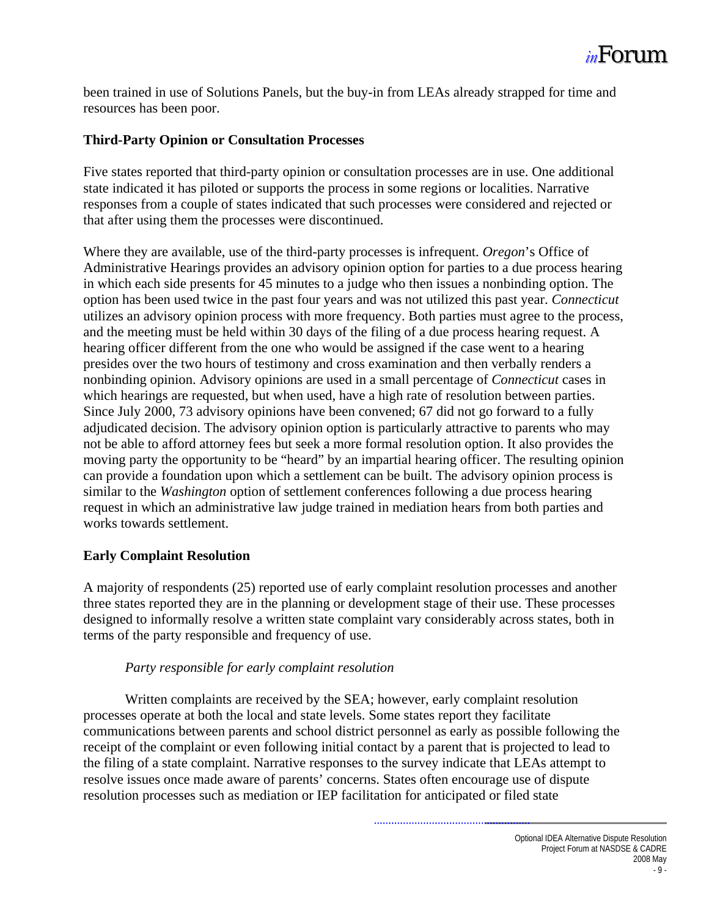been trained in use of Solutions Panels, but the buy-in from LEAs already strapped for time and resources has been poor.

**Third-Party Opinion or Consultation Processes**

Five states reported that third-party opinion or consultation processes are in use. One additional state indicated it has piloted or supports the process in some regions or localities. Narrative responses from a couple of states indicated that such processes were considered and rejected or that after using them the processes were discontinued.

Where they are available, use of the third-party processes is infrequent. *Oregon*'s Office of Administrative Hearings provides an advisory opinion option for parties to a due process hearing in which each side presents for 45 minutes to a judge who then issues a nonbinding option. The option has been used twice in the past four years and was not utilized this past year. *Connecticut* utilizes an advisory opinion process with more frequency. Both parties must agree to the process, and the meeting must be held within 30 days of the filing of a due process hearing request. A hearing officer different from the one who would be assigned if the case went to a hearing presides over the two hours of testimony and cross examination and then verbally renders a nonbinding opinion. Advisory opinions are used in a small percentage of *Connecticut* cases in which hearings are requested, but when used, have a high rate of resolution between parties. Since July 2000, 73 advisory opinions have been convened; 67 did not go forward to a fully adjudicated decision. The advisory opinion option is particularly attractive to parents who may not be able to afford attorney fees but seek a more formal resolution option. It also provides the moving party the opportunity to be "heard" by an impartial hearing officer. The resulting opinion can provide a foundation upon which a settlement can be built. The advisory opinion process is similar to the *Washington* option of settlement conferences following a due process hearing request in which an administrative law judge trained in mediation hears from both parties and works towards settlement.

**Early Complaint Resolution**

A majority of respondents (25) reported use of early complaint resolution processes and another three states reported they are in the planning or development stage of their use. These processes designed to informally resolve a written state complaint vary considerably across states, both in terms of the party responsible and frequency of use.

*Party responsible for early complaint resolution*

Written complaints are received by the SEA; however, early complaint resolution processes operate at both the local and state levels. Some states report they facilitate communications between parents and school district personnel as early as possible following the receipt of the complaint or even following initial contact by a parent that is projected to lead to the filing of a state complaint. Narrative responses to the survey indicate that LEAs attempt to resolve issues once made aware of parents' concerns. States often encourage use of dispute resolution processes such as mediation or IEP facilitation for anticipated or filed state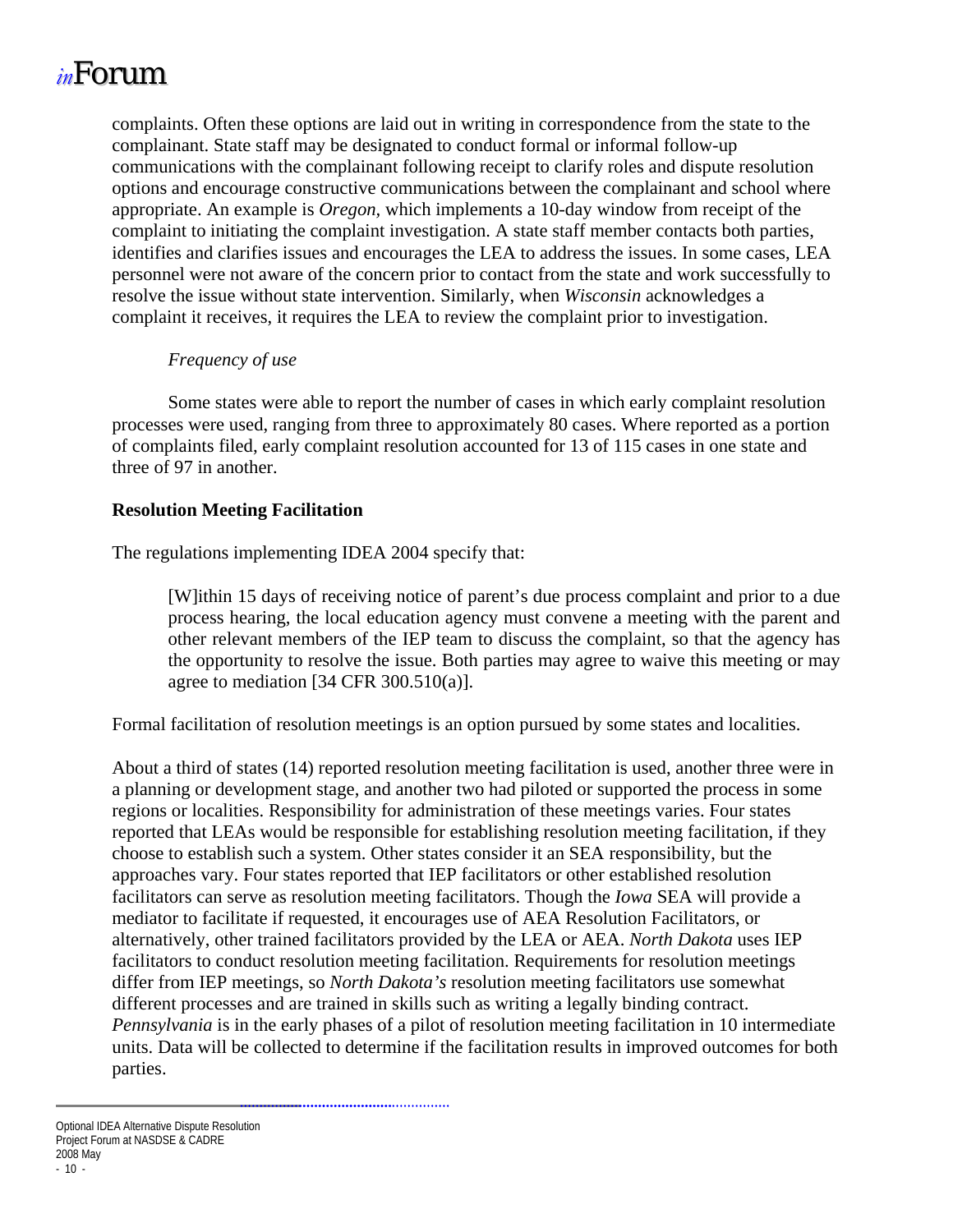complaints. Often these options are laid out in writing in correspondence from the state to the complainant. State staff may be designated to conduct formal or informal follow-up communications with the complainant following receipt to clarify roles and dispute resolution options and encourage constructive communications between the complainant and school where appropriate. An example is *Oregon*, which implements a 10-day window from receipt of the complaint to initiating the complaint investigation. A state staff member contacts both parties, identifies and clarifies issues and encourages the LEA to address the issues. In some cases, LEA personnel were not aware of the concern prior to contact from the state and work successfully to resolve the issue without state intervention. Similarly, when *Wisconsin* acknowledges a complaint it receives, it requires the LEA to review the complaint prior to investigation.

*Frequency of use*

Some states were able to report the number of cases in which early complaint resolution processes were used, ranging from three to approximately 80 cases. Where reported as a portion of complaints filed, early complaint resolution accounted for 13 of 115 cases in one state and three of 97 in another.

**Resolution Meeting Facilitation**

The regulations implementing IDEA 2004 specify that:

> [W]ithin 15 days of receiving notice of parent's due process complaint and prior to a due process hearing, the local education agency must convene a meeting with the parent and other relevant members of the IEP team to discuss the complaint, so that the agency has the opportunity to resolve the issue. Both parties may agree to waive this meeting or may agree to mediation [34 CFR 300.510(a)].

Formal facilitation of resolution meetings is an option pursued by some states and localities.

About a third of states (14) reported resolution meeting facilitation is used, another three were in a planning or development stage, and another two had piloted or supported the process in some regions or localities. Responsibility for administration of these meetings varies. Four states reported that LEAs would be responsible for establishing resolution meeting facilitation, if they choose to establish such a system. Other states consider it an SEA responsibility, but the approaches vary. Four states reported that IEP facilitators or other established resolution facilitators can serve as resolution meeting facilitators. Though the *Iowa* SEA will provide a mediator to facilitate if requested, it encourages use of AEA Resolution Facilitators, or alternatively, other trained facilitators provided by the LEA or AEA. *North Dakota* uses IEP facilitators to conduct resolution meeting facilitation. Requirements for resolution meetings differ from IEP meetings, so *North Dakota's* resolution meeting facilitators use somewhat different processes and are trained in skills such as writing a legally binding contract. *Pennsylvania* is in the early phases of a pilot of resolution meeting facilitation in 10 intermediate units. Data will be collected to determine if the facilitation results in improved outcomes for both parties.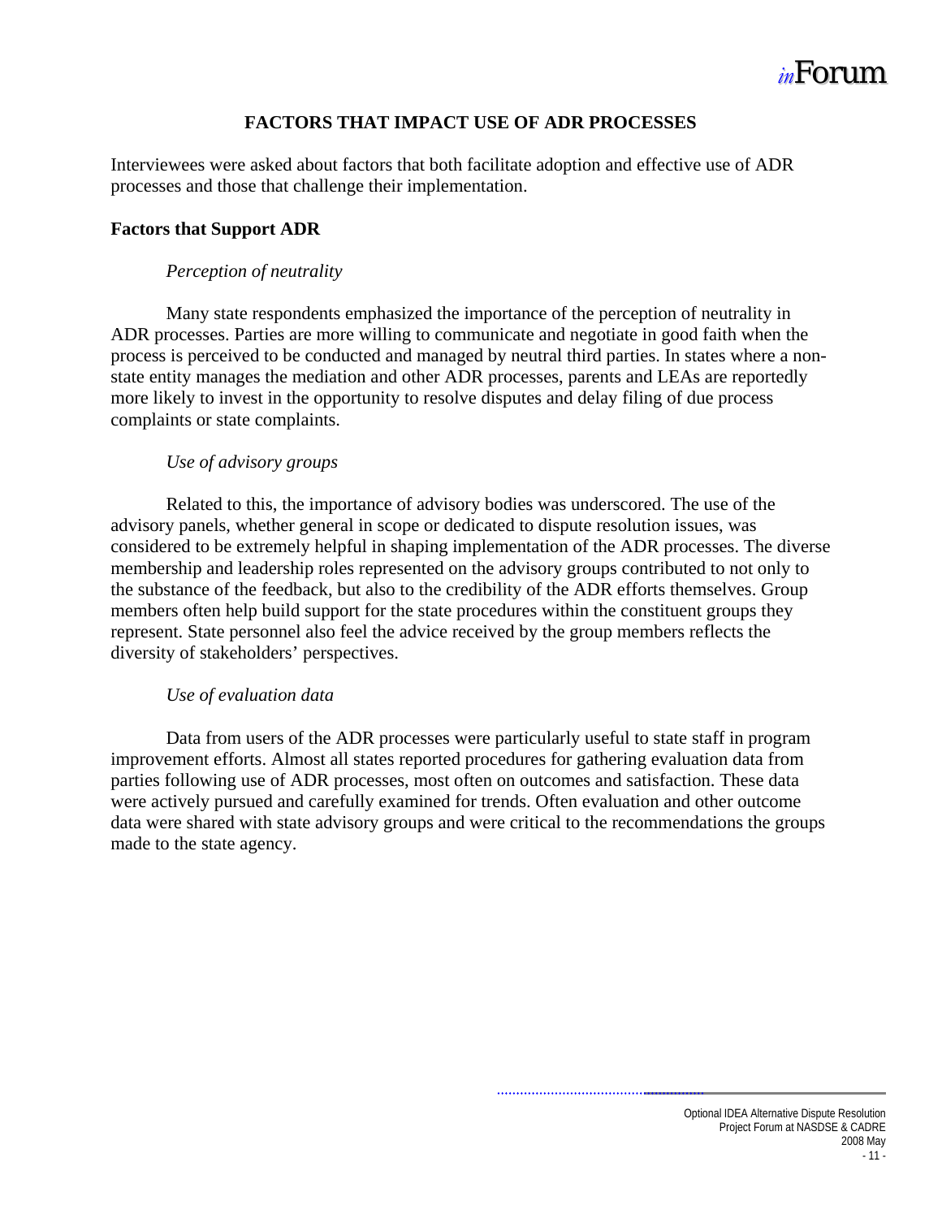## FACTORS THAT IMPACT USE OF ADR PROCESSES

Interviewees were asked about factors that both facilitate adoption and effective use of ADR processes and those that challenge their implementation.

### Factors that Support ADR

*Perception of neutrality*

Many state respondents emphasized the importance of the perception of neutrality in ADR processes. Parties are more willing to communicate and negotiate in good faith when the process is perceived to be conducted and managed by neutral third parties. In states where a non-state entity manages the mediation and other ADR processes, parents and LEAs are reportedly more likely to invest in the opportunity to resolve disputes and delay filing of due process complaints or state complaints.

*Use of advisory groups*

Related to this, the importance of advisory bodies was underscored. The use of the advisory panels, whether general in scope or dedicated to dispute resolution issues, was considered to be extremely helpful in shaping implementation of the ADR processes. The diverse membership and leadership roles represented on the advisory groups contributed to not only to the substance of the feedback, but also to the credibility of the ADR efforts themselves. Group members often help build support for the state procedures within the constituent groups they represent. State personnel also feel the advice received by the group members reflects the diversity of stakeholders' perspectives.

*Use of evaluation data*

Data from users of the ADR processes were particularly useful to state staff in program improvement efforts. Almost all states reported procedures for gathering evaluation data from parties following use of ADR processes, most often on outcomes and satisfaction. These data were actively pursued and carefully examined for trends. Often evaluation and other outcome data were shared with state advisory groups and were critical to the recommendations the groups made to the state agency.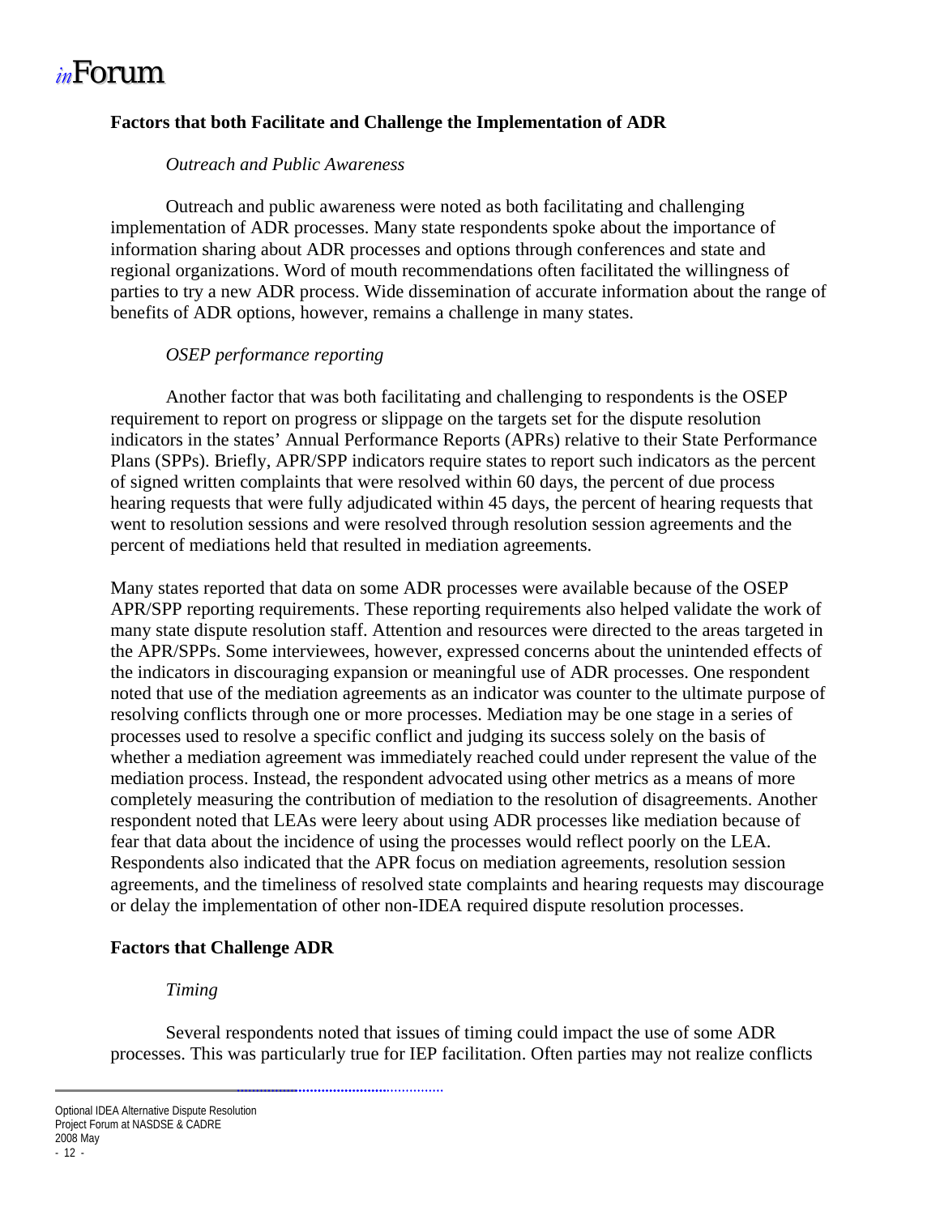## Factors that both Facilitate and Challenge the Implementation of ADR

### *Outreach and Public Awareness*

Outreach and public awareness were noted as both facilitating and challenging implementation of ADR processes. Many state respondents spoke about the importance of information sharing about ADR processes and options through conferences and state and regional organizations. Word of mouth recommendations often facilitated the willingness of parties to try a new ADR process. Wide dissemination of accurate information about the range of benefits of ADR options, however, remains a challenge in many states.

### *OSEP performance reporting*

Another factor that was both facilitating and challenging to respondents is the OSEP requirement to report on progress or slippage on the targets set for the dispute resolution indicators in the states' Annual Performance Reports (APRs) relative to their State Performance Plans (SPPs). Briefly, APR/SPP indicators require states to report such indicators as the percent of signed written complaints that were resolved within 60 days, the percent of due process hearing requests that were fully adjudicated within 45 days, the percent of hearing requests that went to resolution sessions and were resolved through resolution session agreements and the percent of mediations held that resulted in mediation agreements.

Many states reported that data on some ADR processes were available because of the OSEP APR/SPP reporting requirements. These reporting requirements also helped validate the work of many state dispute resolution staff. Attention and resources were directed to the areas targeted in the APR/SPPs. Some interviewees, however, expressed concerns about the unintended effects of the indicators in discouraging expansion or meaningful use of ADR processes. One respondent noted that use of the mediation agreements as an indicator was counter to the ultimate purpose of resolving conflicts through one or more processes. Mediation may be one stage in a series of processes used to resolve a specific conflict and judging its success solely on the basis of whether a mediation agreement was immediately reached could under represent the value of the mediation process. Instead, the respondent advocated using other metrics as a means of more completely measuring the contribution of mediation to the resolution of disagreements. Another respondent noted that LEAs were leery about using ADR processes like mediation because of fear that data about the incidence of using the processes would reflect poorly on the LEA. Respondents also indicated that the APR focus on mediation agreements, resolution session agreements, and the timeliness of resolved state complaints and hearing requests may discourage or delay the implementation of other non-IDEA required dispute resolution processes.

## Factors that Challenge ADR

### *Timing*

Several respondents noted that issues of timing could impact the use of some ADR processes. This was particularly true for IEP facilitation. Often parties may not realize conflicts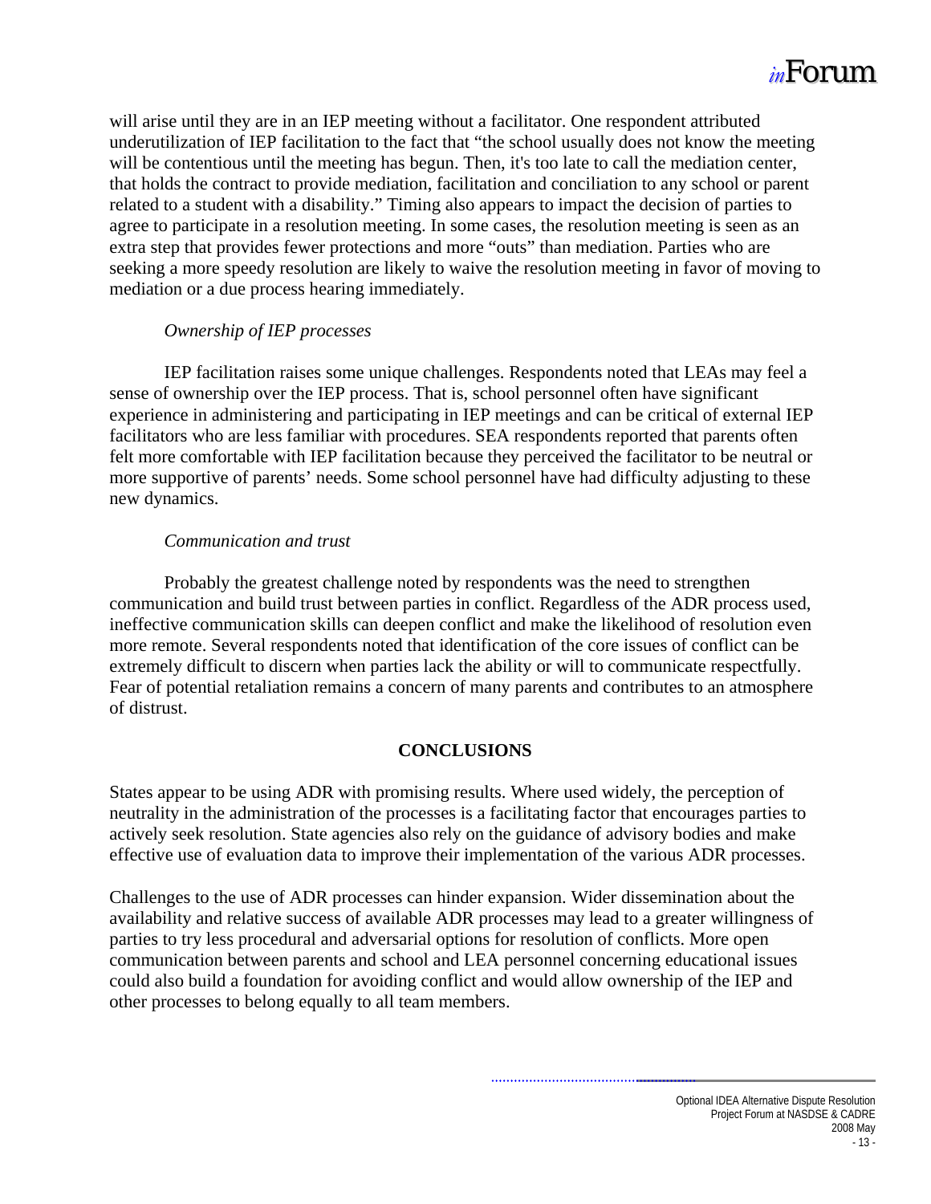will arise until they are in an IEP meeting without a facilitator. One respondent attributed underutilization of IEP facilitation to the fact that "the school usually does not know the meeting will be contentious until the meeting has begun. Then, it's too late to call the mediation center, that holds the contract to provide mediation, facilitation and conciliation to any school or parent related to a student with a disability." Timing also appears to impact the decision of parties to agree to participate in a resolution meeting. In some cases, the resolution meeting is seen as an extra step that provides fewer protections and more "outs" than mediation. Parties who are seeking a more speedy resolution are likely to waive the resolution meeting in favor of moving to mediation or a due process hearing immediately.

*Ownership of IEP processes*

IEP facilitation raises some unique challenges. Respondents noted that LEAs may feel a sense of ownership over the IEP process. That is, school personnel often have significant experience in administering and participating in IEP meetings and can be critical of external IEP facilitators who are less familiar with procedures. SEA respondents reported that parents often felt more comfortable with IEP facilitation because they perceived the facilitator to be neutral or more supportive of parents' needs. Some school personnel have had difficulty adjusting to these new dynamics.

*Communication and trust*

Probably the greatest challenge noted by respondents was the need to strengthen communication and build trust between parties in conflict. Regardless of the ADR process used, ineffective communication skills can deepen conflict and make the likelihood of resolution even more remote. Several respondents noted that identification of the core issues of conflict can be extremely difficult to discern when parties lack the ability or will to communicate respectfully. Fear of potential retaliation remains a concern of many parents and contributes to an atmosphere of distrust.

## CONCLUSIONS

States appear to be using ADR with promising results. Where used widely, the perception of neutrality in the administration of the processes is a facilitating factor that encourages parties to actively seek resolution. State agencies also rely on the guidance of advisory bodies and make effective use of evaluation data to improve their implementation of the various ADR processes.

Challenges to the use of ADR processes can hinder expansion. Wider dissemination about the availability and relative success of available ADR processes may lead to a greater willingness of parties to try less procedural and adversarial options for resolution of conflicts. More open communication between parents and school and LEA personnel concerning educational issues could also build a foundation for avoiding conflict and would allow ownership of the IEP and other processes to belong equally to all team members.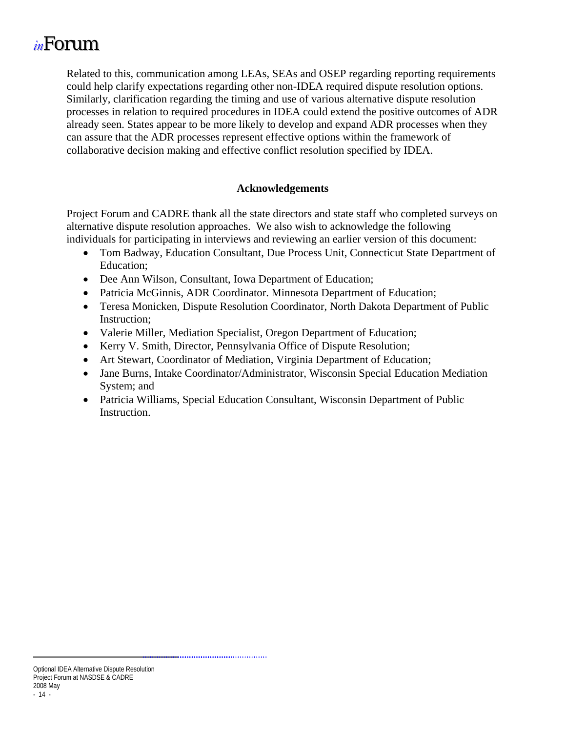Related to this, communication among LEAs, SEAs and OSEP regarding reporting requirements could help clarify expectations regarding other non-IDEA required dispute resolution options. Similarly, clarification regarding the timing and use of various alternative dispute resolution processes in relation to required procedures in IDEA could extend the positive outcomes of ADR already seen. States appear to be more likely to develop and expand ADR processes when they can assure that the ADR processes represent effective options within the framework of collaborative decision making and effective conflict resolution specified by IDEA.

## Acknowledgements

Project Forum and CADRE thank all the state directors and state staff who completed surveys on alternative dispute resolution approaches. We also wish to acknowledge the following individuals for participating in interviews and reviewing an earlier version of this document:

- Tom Badway, Education Consultant, Due Process Unit, Connecticut State Department of Education;
- Dee Ann Wilson, Consultant, Iowa Department of Education;
- Patricia McGinnis, ADR Coordinator. Minnesota Department of Education;
- Teresa Monicken, Dispute Resolution Coordinator, North Dakota Department of Public Instruction;
- Valerie Miller, Mediation Specialist, Oregon Department of Education;
- Kerry V. Smith, Director, Pennsylvania Office of Dispute Resolution;
- Art Stewart, Coordinator of Mediation, Virginia Department of Education;
- Jane Burns, Intake Coordinator/Administrator, Wisconsin Special Education Mediation System; and
- Patricia Williams, Special Education Consultant, Wisconsin Department of Public Instruction.